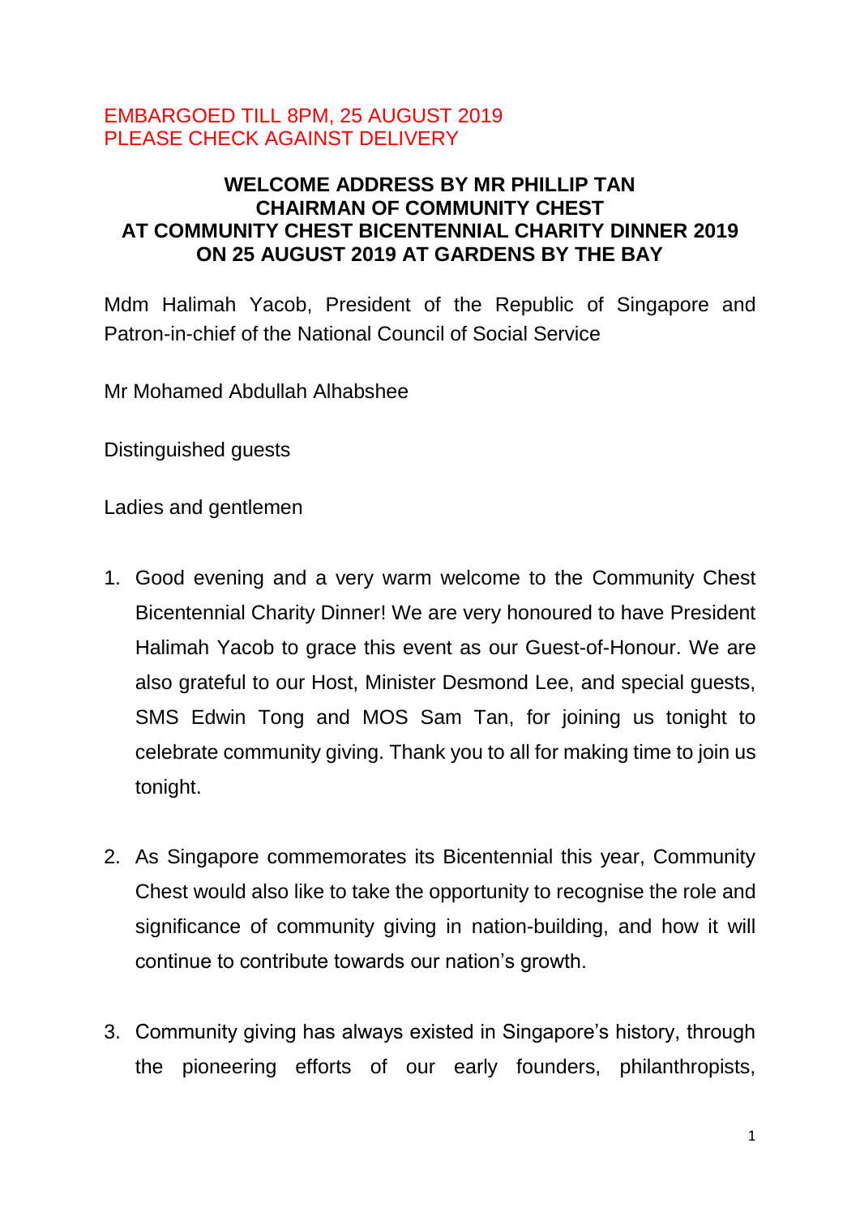EMBARGOED TILL 8PM, 25 AUGUST 2019
PLEASE CHECK AGAINST DELIVERY

# WELCOME ADDRESS BY MR PHILLIP TAN CHAIRMAN OF COMMUNITY CHEST AT COMMUNITY CHEST BICENTENNIAL CHARITY DINNER 2019 ON 25 AUGUST 2019 AT GARDENS BY THE BAY

Mdm Halimah Yacob, President of the Republic of Singapore and Patron-in-chief of the National Council of Social Service

Mr Mohamed Abdullah Alhabshee

Distinguished guests

Ladies and gentlemen

1. Good evening and a very warm welcome to the Community Chest Bicentennial Charity Dinner! We are very honoured to have President Halimah Yacob to grace this event as our Guest-of-Honour. We are also grateful to our Host, Minister Desmond Lee, and special guests, SMS Edwin Tong and MOS Sam Tan, for joining us tonight to celebrate community giving. Thank you to all for making time to join us tonight.

2. As Singapore commemorates its Bicentennial this year, Community Chest would also like to take the opportunity to recognise the role and significance of community giving in nation-building, and how it will continue to contribute towards our nation's growth.

3. Community giving has always existed in Singapore's history, through the pioneering efforts of our early founders, philanthropists,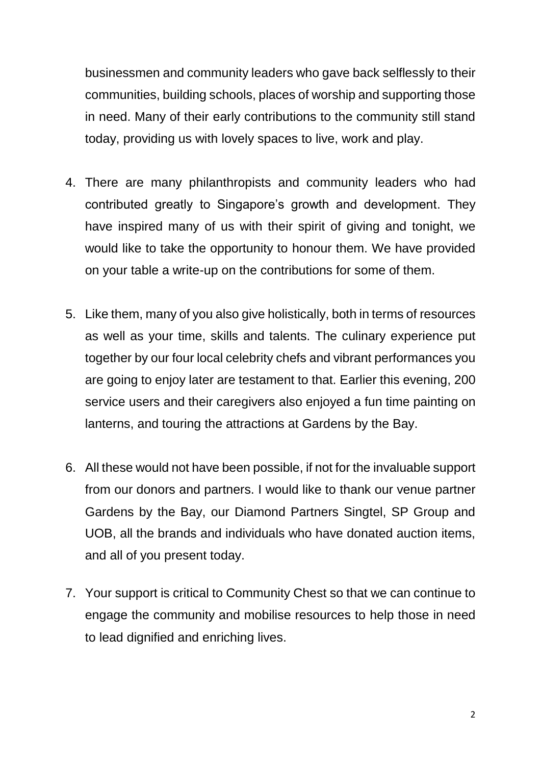businessmen and community leaders who gave back selflessly to their communities, building schools, places of worship and supporting those in need. Many of their early contributions to the community still stand today, providing us with lovely spaces to live, work and play.

4. There are many philanthropists and community leaders who had contributed greatly to Singapore's growth and development. They have inspired many of us with their spirit of giving and tonight, we would like to take the opportunity to honour them. We have provided on your table a write-up on the contributions for some of them.

5. Like them, many of you also give holistically, both in terms of resources as well as your time, skills and talents. The culinary experience put together by our four local celebrity chefs and vibrant performances you are going to enjoy later are testament to that. Earlier this evening, 200 service users and their caregivers also enjoyed a fun time painting on lanterns, and touring the attractions at Gardens by the Bay.

6. All these would not have been possible, if not for the invaluable support from our donors and partners. I would like to thank our venue partner Gardens by the Bay, our Diamond Partners Singtel, SP Group and UOB, all the brands and individuals who have donated auction items, and all of you present today.

7. Your support is critical to Community Chest so that we can continue to engage the community and mobilise resources to help those in need to lead dignified and enriching lives.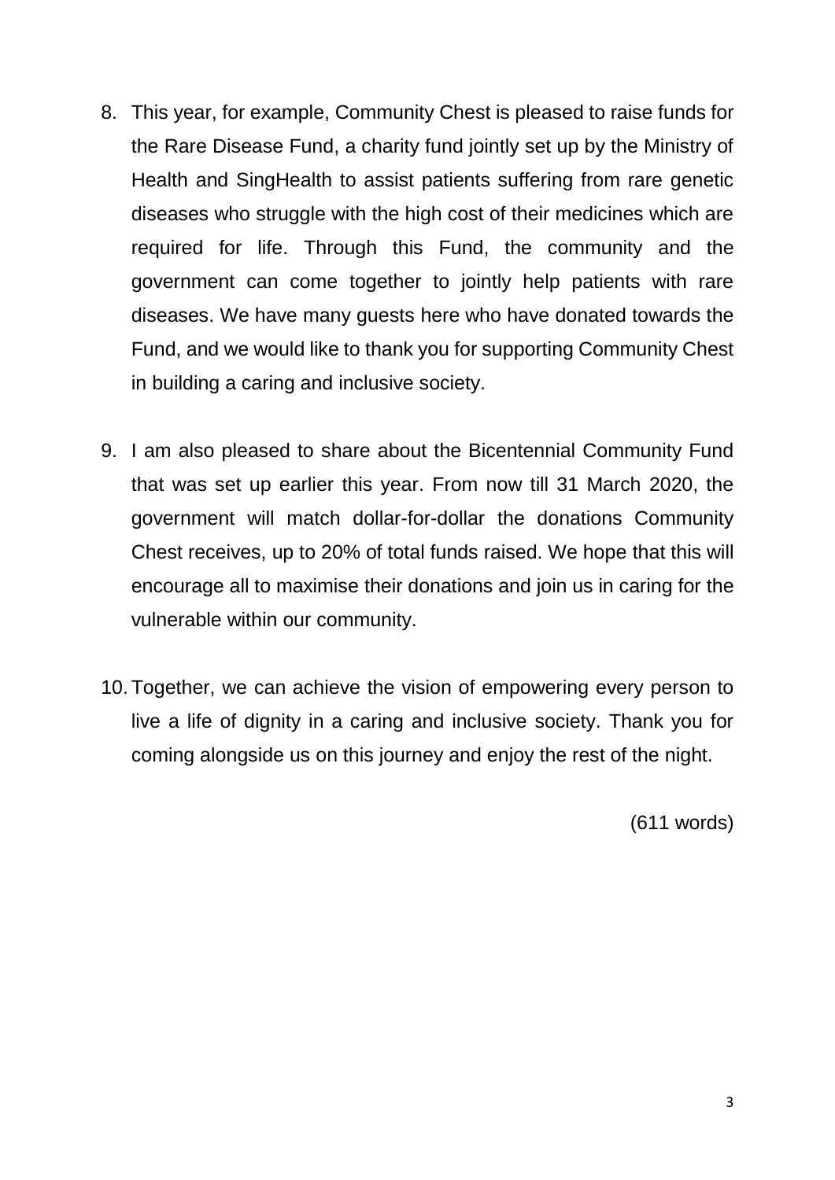8. This year, for example, Community Chest is pleased to raise funds for the Rare Disease Fund, a charity fund jointly set up by the Ministry of Health and SingHealth to assist patients suffering from rare genetic diseases who struggle with the high cost of their medicines which are required for life. Through this Fund, the community and the government can come together to jointly help patients with rare diseases. We have many guests here who have donated towards the Fund, and we would like to thank you for supporting Community Chest in building a caring and inclusive society.

9. I am also pleased to share about the Bicentennial Community Fund that was set up earlier this year. From now till 31 March 2020, the government will match dollar-for-dollar the donations Community Chest receives, up to 20% of total funds raised. We hope that this will encourage all to maximise their donations and join us in caring for the vulnerable within our community.

10. Together, we can achieve the vision of empowering every person to live a life of dignity in a caring and inclusive society. Thank you for coming alongside us on this journey and enjoy the rest of the night.

(611 words)